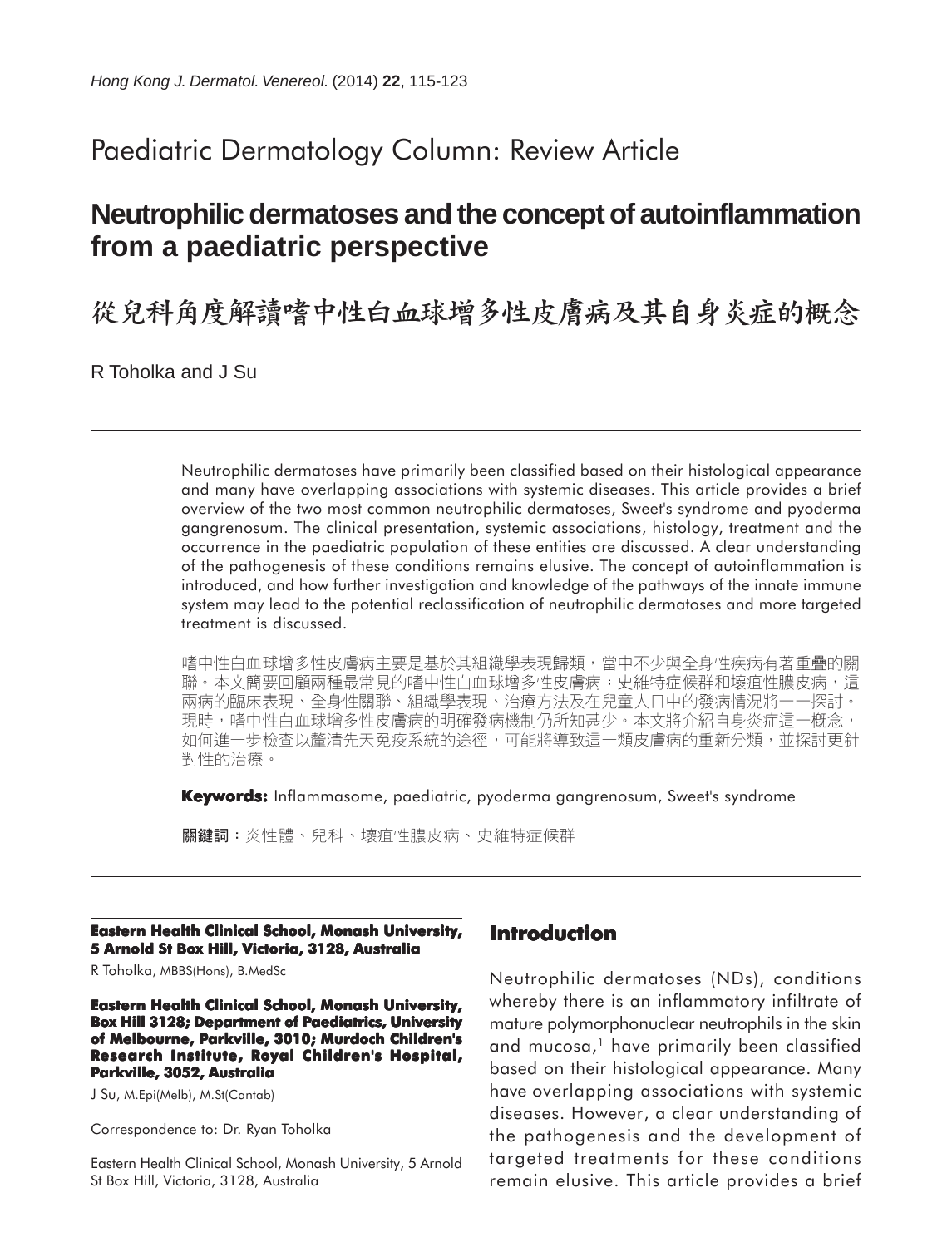Paediatric Dermatology Column: Review Article

# Neutrophilic dermatoses and the concept of autoinflammation from a paediatric perspective

# 從兒科角度解讀嗜中性白血球增多性皮膚病及其自身炎症的概念

R Toholka and J Su

Neutrophilic dermatoses have primarily been classified based on their histological appearance and many have overlapping associations with systemic diseases. This article provides a brief overview of the two most common neutrophilic dermatoses, Sweet's syndrome and pyoderma gangrenosum. The clinical presentation, systemic associations, histology, treatment and the occurrence in the paediatric population of these entities are discussed. A clear understanding of the pathogenesis of these conditions remains elusive. The concept of autoinflammation is introduced, and how further investigation and knowledge of the pathways of the innate immune system may lead to the potential reclassification of neutrophilic dermatoses and more targeted treatment is discussed.

嗜中性白血球增多性皮膚病主要是基於其組織學表現歸類，當中不少與全身性疾病有著重疊的關聯。本文簡要回顧兩種最常見的嗜中性白血球增多性皮膚病：史維特症候群和壞疽性膿皮病，這兩病的臨床表現、全身性關聯、組織學表現、治療方法及在兒童人口中的發病情況將一一探討。現時，嗜中性白血球增多性皮膚病的明確發病機制仍所知甚少。本文將介紹自身炎症這一概念，如何進一步檢查以釐清先天免疫系統的途徑，可能將導致這一類皮膚病的重新分類，並探討更針對性的治療。

**Keywords:** Inflammasome, paediatric, pyoderma gangrenosum, Sweet's syndrome

**關鍵詞：**炎性體、兒科、壞疽性膿皮病、史維特症候群

**Eastern Health Clinical School, Monash University, 5 Arnold St Box Hill, Victoria, 3128, Australia**

R Toholka, MBBS(Hons), B.MedSc

**Eastern Health Clinical School, Monash University, Box Hill 3128; Department of Paediatrics, University of Melbourne, Parkville, 3010; Murdoch Children's Research Institute, Royal Children's Hospital, Parkville, 3052, Australia**

J Su, M.Epi(Melb), M.St(Cantab)

Correspondence to: Dr. Ryan Toholka

Eastern Health Clinical School, Monash University, 5 Arnold St Box Hill, Victoria, 3128, Australia

## Introduction

Neutrophilic dermatoses (NDs), conditions whereby there is an inflammatory infiltrate of mature polymorphonuclear neutrophils in the skin and mucosa,[1] have primarily been classified based on their histological appearance. Many have overlapping associations with systemic diseases. However, a clear understanding of the pathogenesis and the development of targeted treatments for these conditions remain elusive. This article provides a brief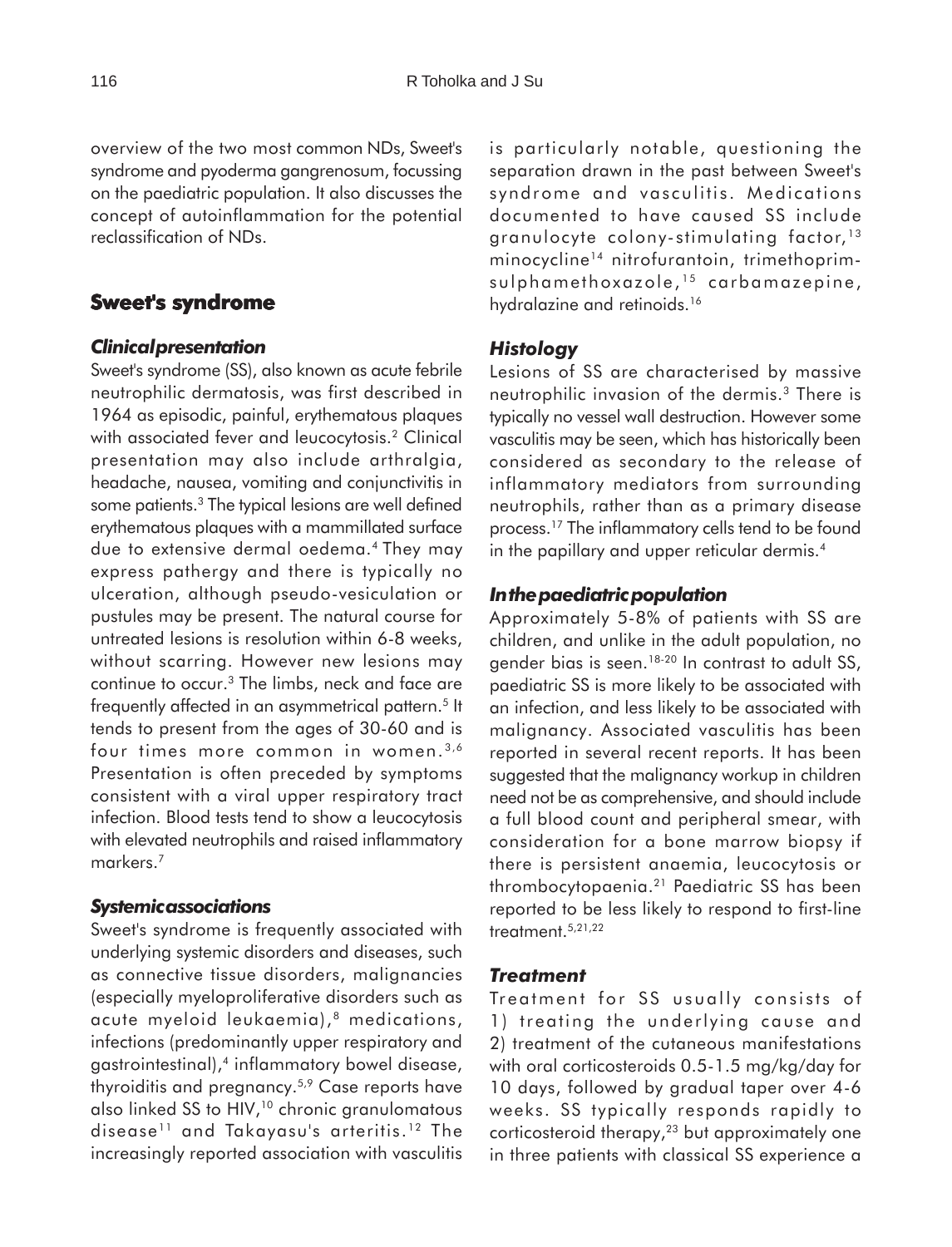overview of the two most common NDs, Sweet's syndrome and pyoderma gangrenosum, focussing on the paediatric population. It also discusses the concept of autoinflammation for the potential reclassification of NDs.

## Sweet's syndrome

### *Clinical presentation*

Sweet's syndrome (SS), also known as acute febrile neutrophilic dermatosis, was first described in 1964 as episodic, painful, erythematous plaques with associated fever and leucocytosis.[2] Clinical presentation may also include arthralgia, headache, nausea, vomiting and conjunctivitis in some patients.[3] The typical lesions are well defined erythematous plaques with a mammillated surface due to extensive dermal oedema.[4] They may express pathergy and there is typically no ulceration, although pseudo-vesiculation or pustules may be present. The natural course for untreated lesions is resolution within 6-8 weeks, without scarring. However new lesions may continue to occur.[3] The limbs, neck and face are frequently affected in an asymmetrical pattern.[5] It tends to present from the ages of 30-60 and is four times more common in women.[3,6] Presentation is often preceded by symptoms consistent with a viral upper respiratory tract infection. Blood tests tend to show a leucocytosis with elevated neutrophils and raised inflammatory markers.[7]

### *Systemic associations*

Sweet's syndrome is frequently associated with underlying systemic disorders and diseases, such as connective tissue disorders, malignancies (especially myeloproliferative disorders such as acute myeloid leukaemia),[8] medications, infections (predominantly upper respiratory and gastrointestinal),[4] inflammatory bowel disease, thyroiditis and pregnancy.[5,9] Case reports have also linked SS to HIV,[10] chronic granulomatous disease[11] and Takayasu's arteritis.[12] The increasingly reported association with vasculitis is particularly notable, questioning the separation drawn in the past between Sweet's syndrome and vasculitis. Medications documented to have caused SS include granulocyte colony-stimulating factor,[13] minocycline[14] nitrofurantoin, trimethoprim-sulphamethoxazole,[15] carbamazepine, hydralazine and retinoids.[16]

### *Histology*

Lesions of SS are characterised by massive neutrophilic invasion of the dermis.[3] There is typically no vessel wall destruction. However some vasculitis may be seen, which has historically been considered as secondary to the release of inflammatory mediators from surrounding neutrophils, rather than as a primary disease process.[17] The inflammatory cells tend to be found in the papillary and upper reticular dermis.[4]

### *In the paediatric population*

Approximately 5-8% of patients with SS are children, and unlike in the adult population, no gender bias is seen.[18-20] In contrast to adult SS, paediatric SS is more likely to be associated with an infection, and less likely to be associated with malignancy. Associated vasculitis has been reported in several recent reports. It has been suggested that the malignancy workup in children need not be as comprehensive, and should include a full blood count and peripheral smear, with consideration for a bone marrow biopsy if there is persistent anaemia, leucocytosis or thrombocytopaenia.[21] Paediatric SS has been reported to be less likely to respond to first-line treatment.[5,21,22]

### *Treatment*

Treatment for SS usually consists of 1) treating the underlying cause and 2) treatment of the cutaneous manifestations with oral corticosteroids 0.5-1.5 mg/kg/day for 10 days, followed by gradual taper over 4-6 weeks. SS typically responds rapidly to corticosteroid therapy,[23] but approximately one in three patients with classical SS experience a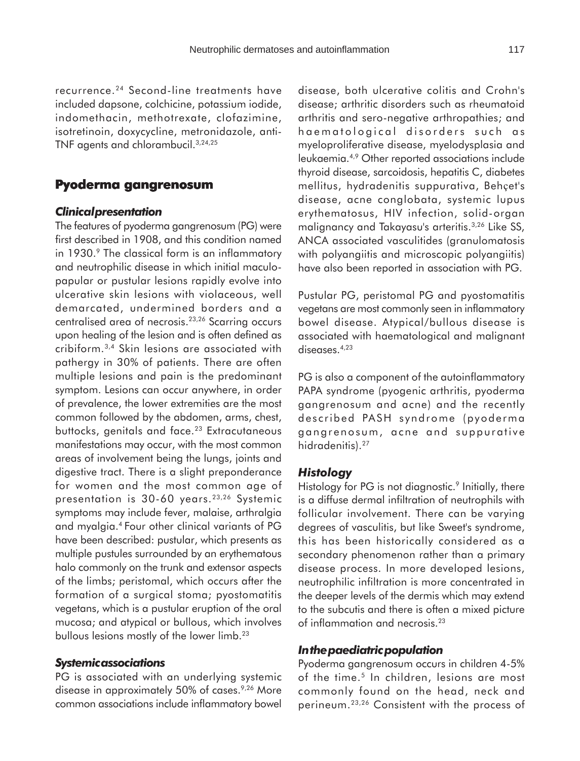recurrence.[24] Second-line treatments have included dapsone, colchicine, potassium iodide, indomethacin, methotrexate, clofazimine, isotretinoin, doxycycline, metronidazole, anti-TNF agents and chlorambucil.[3,24,25]

## Pyoderma gangrenosum

### *Clinical presentation*

The features of pyoderma gangrenosum (PG) were first described in 1908, and this condition named in 1930.[9] The classical form is an inflammatory and neutrophilic disease in which initial maculo-papular or pustular lesions rapidly evolve into ulcerative skin lesions with violaceous, well demarcated, undermined borders and a centralised area of necrosis.[23,26] Scarring occurs upon healing of the lesion and is often defined as cribiform.[3,4] Skin lesions are associated with pathergy in 30% of patients. There are often multiple lesions and pain is the predominant symptom. Lesions can occur anywhere, in order of prevalence, the lower extremities are the most common followed by the abdomen, arms, chest, buttocks, genitals and face.[23] Extracutaneous manifestations may occur, with the most common areas of involvement being the lungs, joints and digestive tract. There is a slight preponderance for women and the most common age of presentation is 30-60 years.[23,26] Systemic symptoms may include fever, malaise, arthralgia and myalgia.[4] Four other clinical variants of PG have been described: pustular, which presents as multiple pustules surrounded by an erythematous halo commonly on the trunk and extensor aspects of the limbs; peristomal, which occurs after the formation of a surgical stoma; pyostomatitis vegetans, which is a pustular eruption of the oral mucosa; and atypical or bullous, which involves bullous lesions mostly of the lower limb.[23]

### *Systemic associations*

PG is associated with an underlying systemic disease in approximately 50% of cases.[9,26] More common associations include inflammatory bowel disease, both ulcerative colitis and Crohn's disease; arthritic disorders such as rheumatoid arthritis and sero-negative arthropathies; and haematological disorders such as myeloproliferative disease, myelodysplasia and leukaemia.[4,9] Other reported associations include thyroid disease, sarcoidosis, hepatitis C, diabetes mellitus, hydradenitis suppurativa, Behçet's disease, acne conglobata, systemic lupus erythematosus, HIV infection, solid-organ malignancy and Takayasu's arteritis.[3,26] Like SS, ANCA associated vasculitides (granulomatosis with polyangiitis and microscopic polyangiitis) have also been reported in association with PG.

Pustular PG, peristomal PG and pyostomatitis vegetans are most commonly seen in inflammatory bowel disease. Atypical/bullous disease is associated with haematological and malignant diseases.[4,23]

PG is also a component of the autoinflammatory PAPA syndrome (pyogenic arthritis, pyoderma gangrenosum and acne) and the recently described PASH syndrome (pyoderma gangrenosum, acne and suppurative hidradenitis).[27]

### *Histology*

Histology for PG is not diagnostic.[9] Initially, there is a diffuse dermal infiltration of neutrophils with follicular involvement. There can be varying degrees of vasculitis, but like Sweet's syndrome, this has been historically considered as a secondary phenomenon rather than a primary disease process. In more developed lesions, neutrophilic infiltration is more concentrated in the deeper levels of the dermis which may extend to the subcutis and there is often a mixed picture of inflammation and necrosis.[23]

### *In the paediatric population*

Pyoderma gangrenosum occurs in children 4-5% of the time.[5] In children, lesions are most commonly found on the head, neck and perineum.[23,26] Consistent with the process of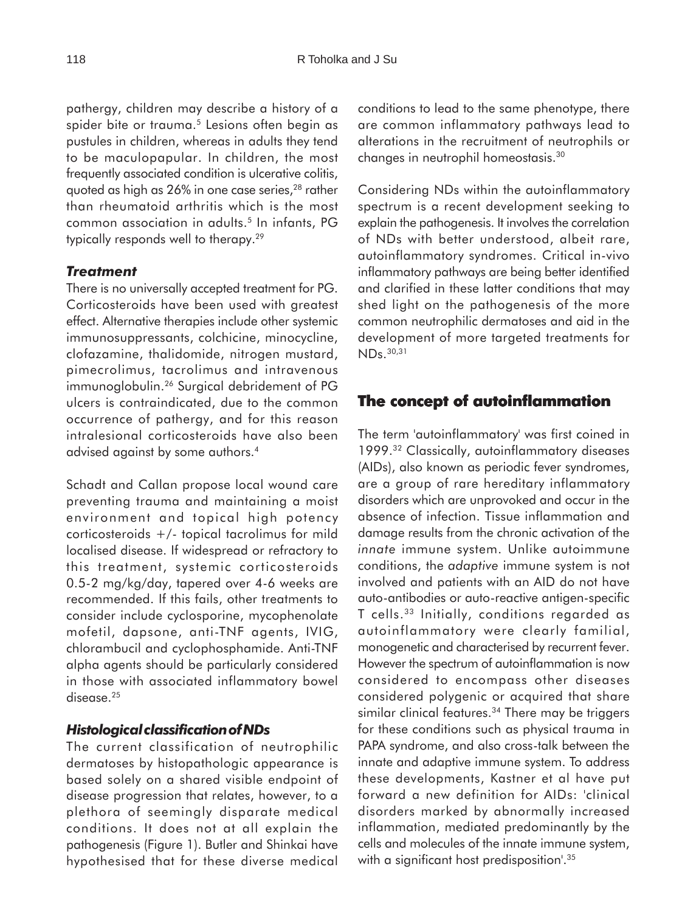pathergy, children may describe a history of a spider bite or trauma.[5] Lesions often begin as pustules in children, whereas in adults they tend to be maculopapular. In children, the most frequently associated condition is ulcerative colitis, quoted as high as 26% in one case series,[28] rather than rheumatoid arthritis which is the most common association in adults.[5] In infants, PG typically responds well to therapy.[29]

### *Treatment*

There is no universally accepted treatment for PG. Corticosteroids have been used with greatest effect. Alternative therapies include other systemic immunosuppressants, colchicine, minocycline, clofazamine, thalidomide, nitrogen mustard, pimecrolimus, tacrolimus and intravenous immunoglobulin.[26] Surgical debridement of PG ulcers is contraindicated, due to the common occurrence of pathergy, and for this reason intralesional corticosteroids have also been advised against by some authors.[4]

Schadt and Callan propose local wound care preventing trauma and maintaining a moist environment and topical high potency corticosteroids +/- topical tacrolimus for mild localised disease. If widespread or refractory to this treatment, systemic corticosteroids 0.5-2 mg/kg/day, tapered over 4-6 weeks are recommended. If this fails, other treatments to consider include cyclosporine, mycophenolate mofetil, dapsone, anti-TNF agents, IVIG, chlorambucil and cyclophosphamide. Anti-TNF alpha agents should be particularly considered in those with associated inflammatory bowel disease.[25]

### *Histological classification of NDs*

The current classification of neutrophilic dermatoses by histopathologic appearance is based solely on a shared visible endpoint of disease progression that relates, however, to a plethora of seemingly disparate medical conditions. It does not at all explain the pathogenesis (Figure 1). Butler and Shinkai have hypothesised that for these diverse medical conditions to lead to the same phenotype, there are common inflammatory pathways lead to alterations in the recruitment of neutrophils or changes in neutrophil homeostasis.[30]

Considering NDs within the autoinflammatory spectrum is a recent development seeking to explain the pathogenesis. It involves the correlation of NDs with better understood, albeit rare, autoinflammatory syndromes. Critical in-vivo inflammatory pathways are being better identified and clarified in these latter conditions that may shed light on the pathogenesis of the more common neutrophilic dermatoses and aid in the development of more targeted treatments for NDs.[30,31]

## The concept of autoinflammation

The term 'autoinflammatory' was first coined in 1999.[32] Classically, autoinflammatory diseases (AIDs), also known as periodic fever syndromes, are a group of rare hereditary inflammatory disorders which are unprovoked and occur in the absence of infection. Tissue inflammation and damage results from the chronic activation of the *innate* immune system. Unlike autoimmune conditions, the *adaptive* immune system is not involved and patients with an AID do not have auto-antibodies or auto-reactive antigen-specific T cells.[33] Initially, conditions regarded as autoinflammatory were clearly familial, monogenetic and characterised by recurrent fever. However the spectrum of autoinflammation is now considered to encompass other diseases considered polygenic or acquired that share similar clinical features.[34] There may be triggers for these conditions such as physical trauma in PAPA syndrome, and also cross-talk between the innate and adaptive immune system. To address these developments, Kastner et al have put forward a new definition for AIDs: 'clinical disorders marked by abnormally increased inflammation, mediated predominantly by the cells and molecules of the innate immune system, with a significant host predisposition'.[35]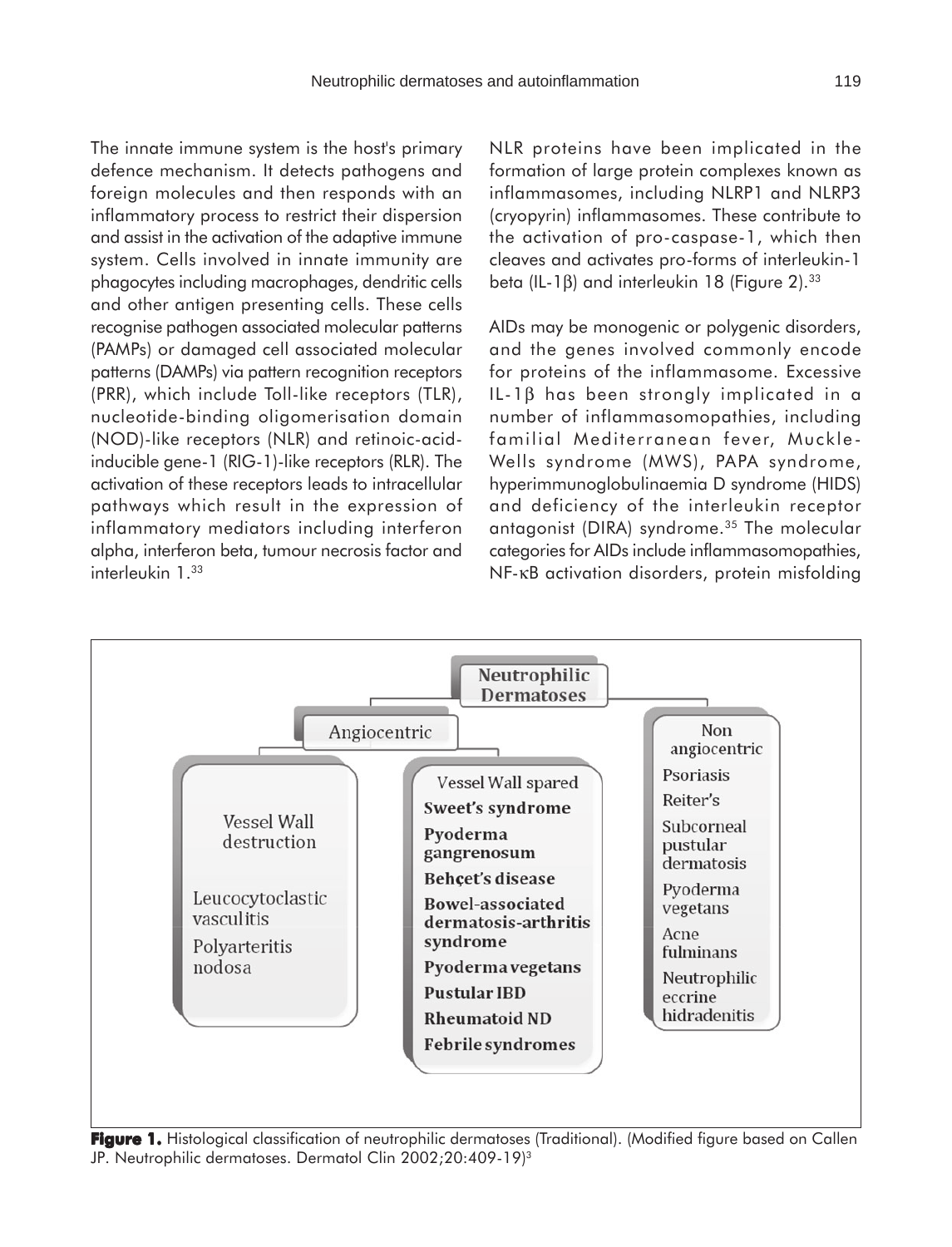The innate immune system is the host's primary defence mechanism. It detects pathogens and foreign molecules and then responds with an inflammatory process to restrict their dispersion and assist in the activation of the adaptive immune system. Cells involved in innate immunity are phagocytes including macrophages, dendritic cells and other antigen presenting cells. These cells recognise pathogen associated molecular patterns (PAMPs) or damaged cell associated molecular patterns (DAMPs) via pattern recognition receptors (PRR), which include Toll-like receptors (TLR), nucleotide-binding oligomerisation domain (NOD)-like receptors (NLR) and retinoic-acid-inducible gene-1 (RIG-1)-like receptors (RLR). The activation of these receptors leads to intracellular pathways which result in the expression of inflammatory mediators including interferon alpha, interferon beta, tumour necrosis factor and interleukin 1.[33]

NLR proteins have been implicated in the formation of large protein complexes known as inflammasomes, including NLRP1 and NLRP3 (cryopyrin) inflammasomes. These contribute to the activation of pro-caspase-1, which then cleaves and activates pro-forms of interleukin-1 beta (IL-1β) and interleukin 18 (Figure 2).[33]

AIDs may be monogenic or polygenic disorders, and the genes involved commonly encode for proteins of the inflammasome. Excessive IL-1β has been strongly implicated in a number of inflammasomopathies, including familial Mediterranean fever, Muckle-Wells syndrome (MWS), PAPA syndrome, hyperimmunoglobulinaemia D syndrome (HIDS) and deficiency of the interleukin receptor antagonist (DIRA) syndrome.[35] The molecular categories for AIDs include inflammasomopathies, NF-κB activation disorders, protein misfolding

**Neutrophilic Dermatoses**

- **Angiocentric**
  - Vessel Wall destruction
    - Leucocytoclastic vasculitis
    - Polyarteritis nodosa
  - Vessel Wall spared
    - **Sweet's syndrome**
    - **Pyoderma gangrenosum**
    - **Behçet's disease**
    - **Bowel-associated dermatosis-arthritis syndrome**
    - **Pyoderma vegetans**
    - **Pustular IBD**
    - **Rheumatoid ND**
    - **Febrile syndromes**
- **Non angiocentric**
  - Psoriasis
  - Reiter's
  - Subcorneal pustular dermatosis
  - Pyoderma vegetans
  - Acne fulminans
  - Neutrophilic eccrine hidradenitis

**Figure 1.** Histological classification of neutrophilic dermatoses (Traditional). (Modified figure based on Callen JP. Neutrophilic dermatoses. Dermatol Clin 2002;20:409-19)[3]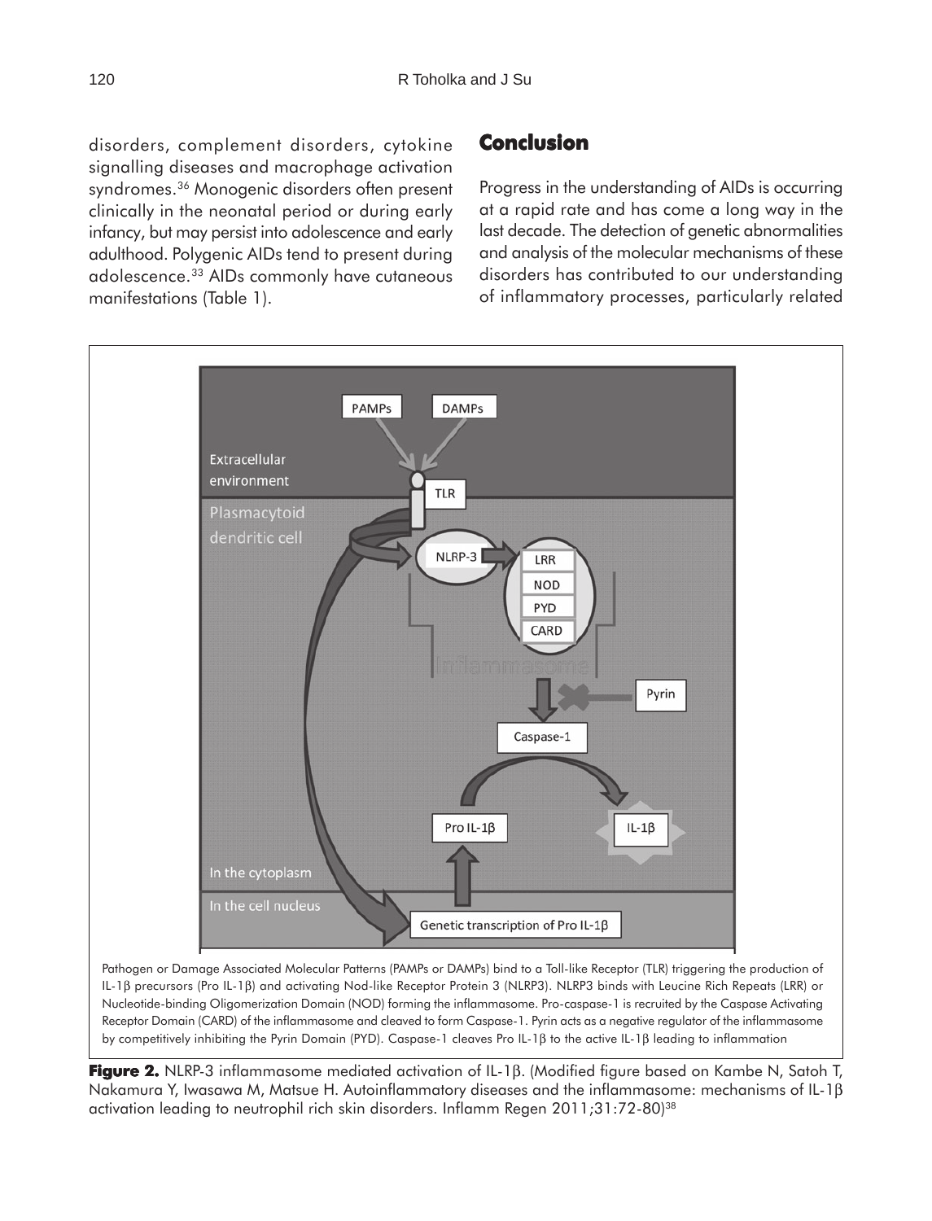disorders, complement disorders, cytokine signalling diseases and macrophage activation syndromes.[36] Monogenic disorders often present clinically in the neonatal period or during early infancy, but may persist into adolescence and early adulthood. Polygenic AIDs tend to present during adolescence.[33] AIDs commonly have cutaneous manifestations (Table 1).

## Conclusion

Progress in the understanding of AIDs is occurring at a rapid rate and has come a long way in the last decade. The detection of genetic abnormalities and analysis of the molecular mechanisms of these disorders has contributed to our understanding of inflammatory processes, particularly related

Pathogen or Damage Associated Molecular Patterns (PAMPs or DAMPs) bind to a Toll-like Receptor (TLR) triggering the production of IL-1β precursors (Pro IL-1β) and activating Nod-like Receptor Protein 3 (NLRP3). NLRP3 binds with Leucine Rich Repeats (LRR) or Nucleotide-binding Oligomerization Domain (NOD) forming the inflammasome. Pro-caspase-1 is recruited by the Caspase Activating Receptor Domain (CARD) of the inflammasome and cleaved to form Caspase-1. Pyrin acts as a negative regulator of the inflammasome by competitively inhibiting the Pyrin Domain (PYD). Caspase-1 cleaves Pro IL-1β to the active IL-1β leading to inflammation

**Figure 2.** NLRP-3 inflammasome mediated activation of IL-1β. (Modified figure based on Kambe N, Satoh T, Nakamura Y, Iwasawa M, Matsue H. Autoinflammatory diseases and the inflammasome: mechanisms of IL-1β activation leading to neutrophil rich skin disorders. Inflamm Regen 2011;31:72-80)[38]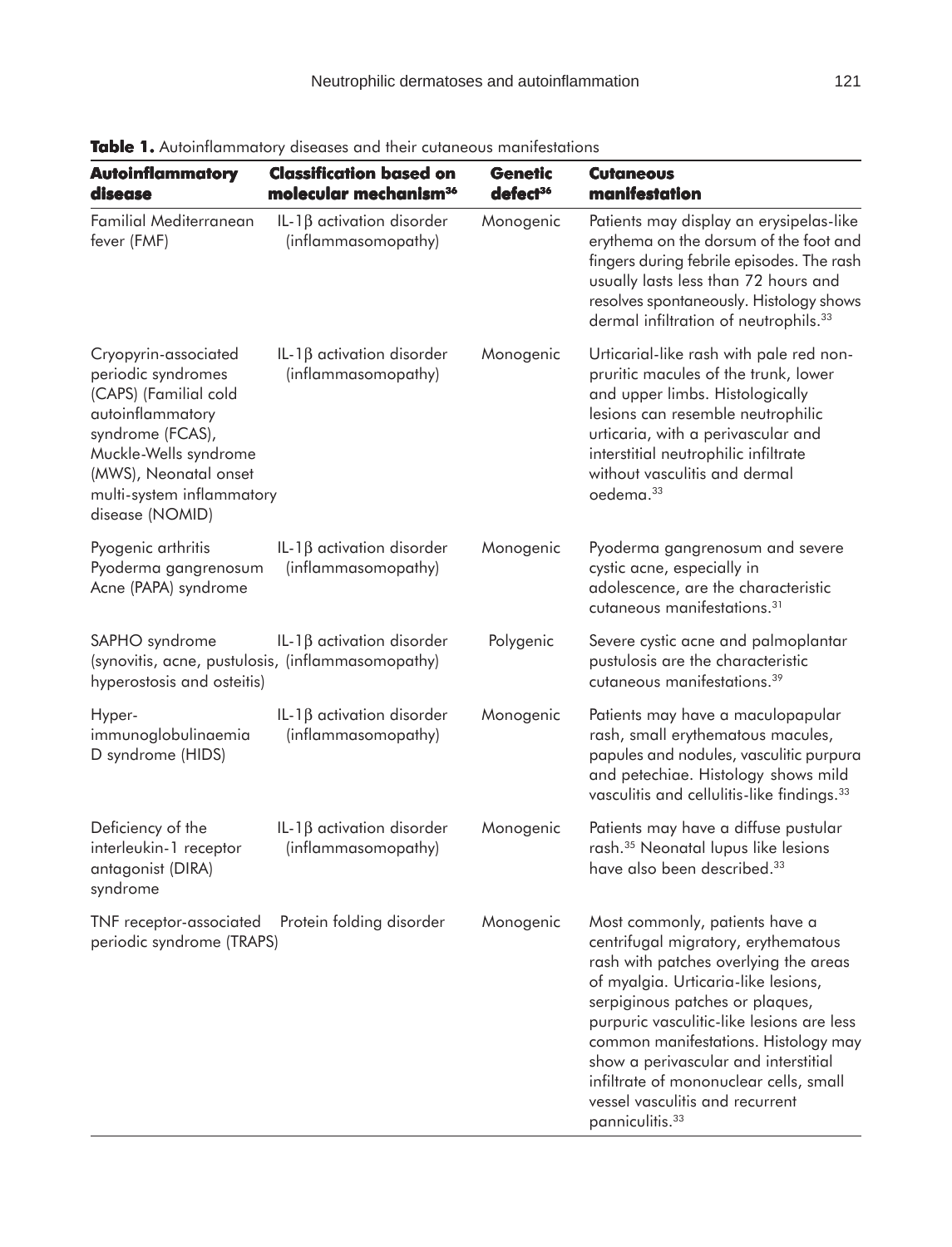**Table 1.** Autoinflammatory diseases and their cutaneous manifestations

| Autoinflammatory disease | Classification based on molecular mechanism[36] | Genetic defect[36] | Cutaneous manifestation |
|---|---|---|---|
| Familial Mediterranean fever (FMF) | IL-1β activation disorder (inflammasomopathy) | Monogenic | Patients may display an erysipelas-like erythema on the dorsum of the foot and fingers during febrile episodes. The rash usually lasts less than 72 hours and resolves spontaneously. Histology shows dermal infiltration of neutrophils.[33] |
| Cryopyrin-associated periodic syndromes (CAPS) (Familial cold autoinflammatory syndrome (FCAS), Muckle-Wells syndrome (MWS), Neonatal onset multi-system inflammatory disease (NOMID) | IL-1β activation disorder (inflammasomopathy) | Monogenic | Urticarial-like rash with pale red non-pruritic macules of the trunk, lower and upper limbs. Histologically lesions can resemble neutrophilic urticaria, with a perivascular and interstitial neutrophilic infiltrate without vasculitis and dermal oedema.[33] |
| Pyogenic arthritis Pyoderma gangrenosum Acne (PAPA) syndrome | IL-1β activation disorder (inflammasomopathy) | Monogenic | Pyoderma gangrenosum and severe cystic acne, especially in adolescence, are the characteristic cutaneous manifestations.[31] |
| SAPHO syndrome (synovitis, acne, pustulosis, hyperostosis and osteitis) | IL-1β activation disorder (inflammasomopathy) | Polygenic | Severe cystic acne and palmoplantar pustulosis are the characteristic cutaneous manifestations.[39] |
| Hyper-immunoglobulinaemia D syndrome (HIDS) | IL-1β activation disorder (inflammasomopathy) | Monogenic | Patients may have a maculopapular rash, small erythematous macules, papules and nodules, vasculitic purpura and petechiae. Histology shows mild vasculitis and cellulitis-like findings.[33] |
| Deficiency of the interleukin-1 receptor antagonist (DIRA) syndrome | IL-1β activation disorder (inflammasomopathy) | Monogenic | Patients may have a diffuse pustular rash.[35] Neonatal lupus like lesions have also been described.[33] |
| TNF receptor-associated periodic syndrome (TRAPS) | Protein folding disorder | Monogenic | Most commonly, patients have a centrifugal migratory, erythematous rash with patches overlying the areas of myalgia. Urticaria-like lesions, serpiginous patches or plaques, purpuric vasculitic-like lesions are less common manifestations. Histology may show a perivascular and interstitial infiltrate of mononuclear cells, small vessel vasculitis and recurrent panniculitis.[33] |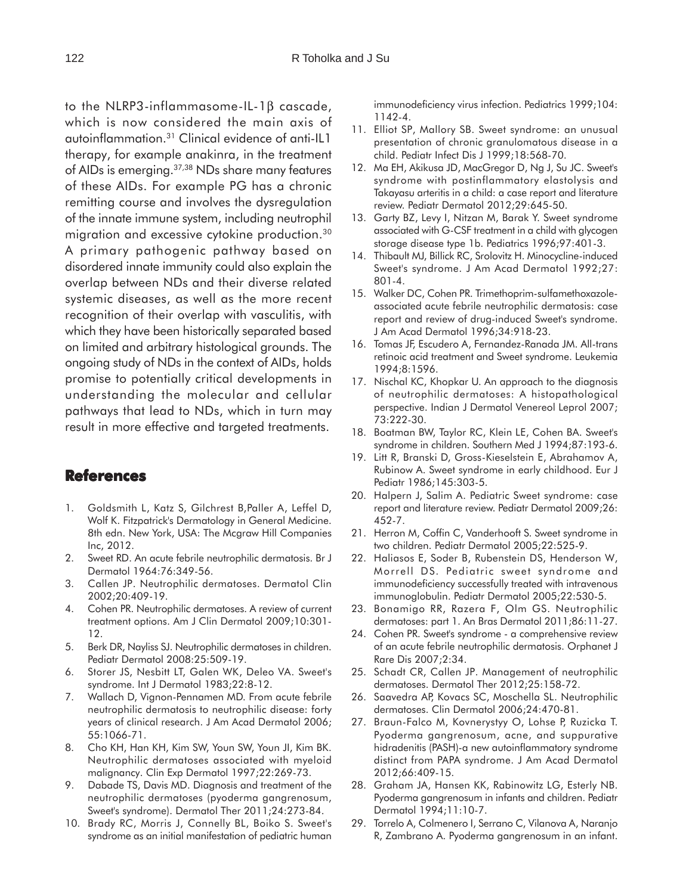to the NLRP3-inflammasome-IL-1β cascade, which is now considered the main axis of autoinflammation.[31] Clinical evidence of anti-IL1 therapy, for example anakinra, in the treatment of AIDs is emerging.[37,38] NDs share many features of these AIDs. For example PG has a chronic remitting course and involves the dysregulation of the innate immune system, including neutrophil migration and excessive cytokine production.[30] A primary pathogenic pathway based on disordered innate immunity could also explain the overlap between NDs and their diverse related systemic diseases, as well as the more recent recognition of their overlap with vasculitis, with which they have been historically separated based on limited and arbitrary histological grounds. The ongoing study of NDs in the context of AIDs, holds promise to potentially critical developments in understanding the molecular and cellular pathways that lead to NDs, which in turn may result in more effective and targeted treatments.

## References

1. Goldsmith L, Katz S, Gilchrest B,Paller A, Leffel D, Wolf K. Fitzpatrick's Dermatology in General Medicine. 8th edn. New York, USA: The Mcgraw Hill Companies Inc, 2012.
2. Sweet RD. An acute febrile neutrophilic dermatosis. Br J Dermatol 1964:76:349-56.
3. Callen JP. Neutrophilic dermatoses. Dermatol Clin 2002;20:409-19.
4. Cohen PR. Neutrophilic dermatoses. A review of current treatment options. Am J Clin Dermatol 2009;10:301-12.
5. Berk DR, Nayliss SJ. Neutrophilic dermatoses in children. Pediatr Dermatol 2008:25:509-19.
6. Storer JS, Nesbitt LT, Galen WK, Deleo VA. Sweet's syndrome. Int J Dermatol 1983;22:8-12.
7. Wallach D, Vignon-Pennamen MD. From acute febrile neutrophilic dermatosis to neutrophilic disease: forty years of clinical research. J Am Acad Dermatol 2006; 55:1066-71.
8. Cho KH, Han KH, Kim SW, Youn SW, Youn JI, Kim BK. Neutrophilic dermatoses associated with myeloid malignancy. Clin Exp Dermatol 1997;22:269-73.
9. Dabade TS, Davis MD. Diagnosis and treatment of the neutrophilic dermatoses (pyoderma gangrenosum, Sweet's syndrome). Dermatol Ther 2011;24:273-84.
10. Brady RC, Morris J, Connelly BL, Boiko S. Sweet's syndrome as an initial manifestation of pediatric human immunodeficiency virus infection. Pediatrics 1999;104: 1142-4.
11. Elliot SP, Mallory SB. Sweet syndrome: an unusual presentation of chronic granulomatous disease in a child. Pediatr Infect Dis J 1999;18:568-70.
12. Ma EH, Akikusa JD, MacGregor D, Ng J, Su JC. Sweet's syndrome with postinflammatory elastolysis and Takayasu arteritis in a child: a case report and literature review. Pediatr Dermatol 2012;29:645-50.
13. Garty BZ, Levy I, Nitzan M, Barak Y. Sweet syndrome associated with G-CSF treatment in a child with glycogen storage disease type 1b. Pediatrics 1996;97:401-3.
14. Thibault MJ, Billick RC, Srolovitz H. Minocycline-induced Sweet's syndrome. J Am Acad Dermatol 1992;27: 801-4.
15. Walker DC, Cohen PR. Trimethoprim-sulfamethoxazole-associated acute febrile neutrophilic dermatosis: case report and review of drug-induced Sweet's syndrome. J Am Acad Dermatol 1996;34:918-23.
16. Tomas JF, Escudero A, Fernandez-Ranada JM. All-trans retinoic acid treatment and Sweet syndrome. Leukemia 1994;8:1596.
17. Nischal KC, Khopkar U. An approach to the diagnosis of neutrophilic dermatoses: A histopathological perspective. Indian J Dermatol Venereol Leprol 2007; 73:222-30.
18. Boatman BW, Taylor RC, Klein LE, Cohen BA. Sweet's syndrome in children. Southern Med J 1994;87:193-6.
19. Litt R, Branski D, Gross-Kieselstein E, Abrahamov A, Rubinow A. Sweet syndrome in early childhood. Eur J Pediatr 1986;145:303-5.
20. Halpern J, Salim A. Pediatric Sweet syndrome: case report and literature review. Pediatr Dermatol 2009;26: 452-7.
21. Herron M, Coffin C, Vanderhooft S. Sweet syndrome in two children. Pediatr Dermatol 2005;22:525-9.
22. Haliasos E, Soder B, Rubenstein DS, Henderson W, Morrell DS. Pediatric sweet syndrome and immunodeficiency successfully treated with intravenous immunoglobulin. Pediatr Dermatol 2005;22:530-5.
23. Bonamigo RR, Razera F, Olm GS. Neutrophilic dermatoses: part 1. An Bras Dermatol 2011;86:11-27.
24. Cohen PR. Sweet's syndrome - a comprehensive review of an acute febrile neutrophilic dermatosis. Orphanet J Rare Dis 2007;2:34.
25. Schadt CR, Callen JP. Management of neutrophilic dermatoses. Dermatol Ther 2012;25:158-72.
26. Saavedra AP, Kovacs SC, Moschella SL. Neutrophilic dermatoses. Clin Dermatol 2006;24:470-81.
27. Braun-Falco M, Kovnerystyy O, Lohse P, Ruzicka T. Pyoderma gangrenosum, acne, and suppurative hidradenitis (PASH)-a new autoinflammatory syndrome distinct from PAPA syndrome. J Am Acad Dermatol 2012;66:409-15.
28. Graham JA, Hansen KK, Rabinowitz LG, Esterly NB. Pyoderma gangrenosum in infants and children. Pediatr Dermatol 1994;11:10-7.
29. Torrelo A, Colmenero I, Serrano C, Vilanova A, Naranjo R, Zambrano A. Pyoderma gangrenosum in an infant.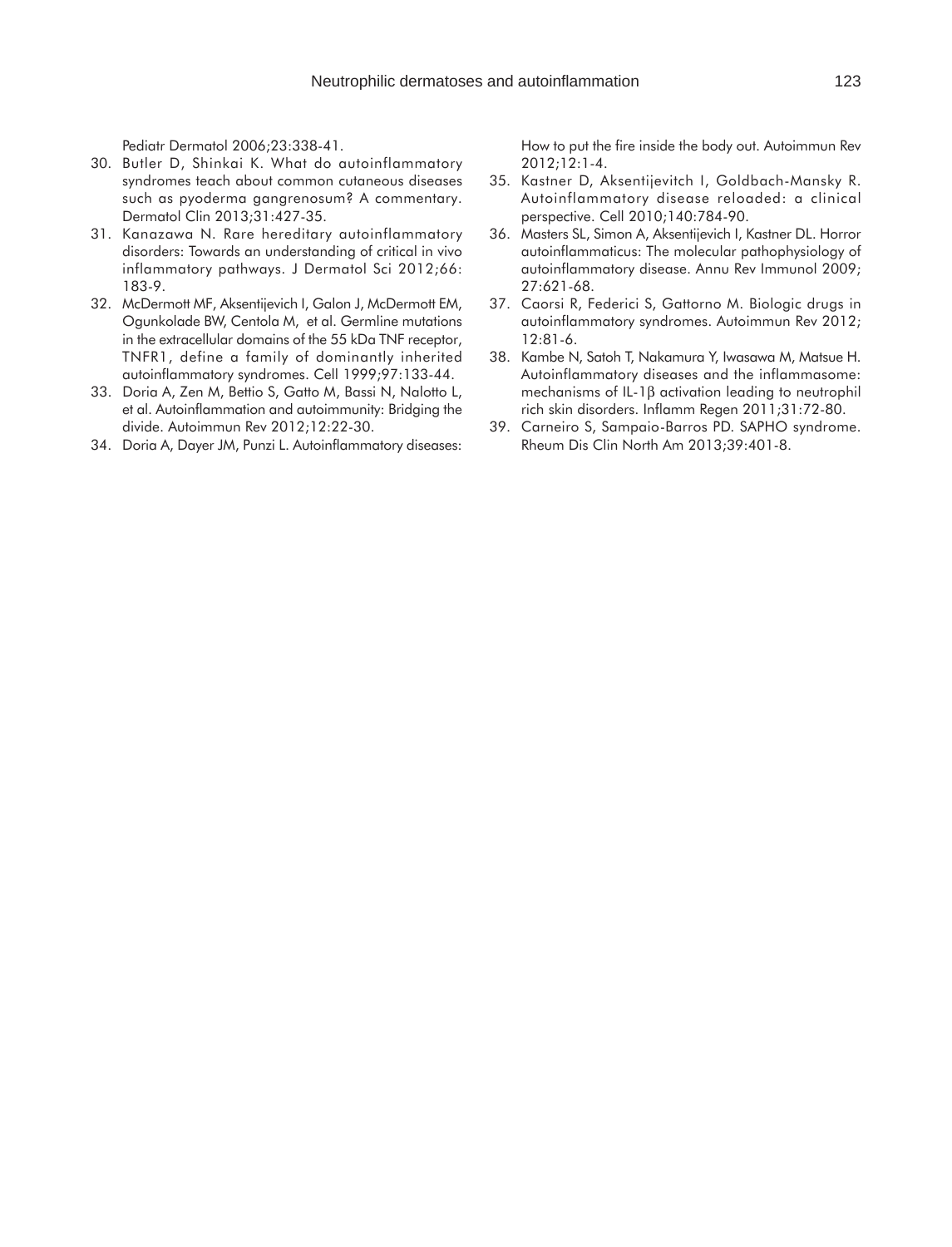Pediatr Dermatol 2006;23:338-41.

30. Butler D, Shinkai K. What do autoinflammatory syndromes teach about common cutaneous diseases such as pyoderma gangrenosum? A commentary. Dermatol Clin 2013;31:427-35.
31. Kanazawa N. Rare hereditary autoinflammatory disorders: Towards an understanding of critical in vivo inflammatory pathways. J Dermatol Sci 2012;66: 183-9.
32. McDermott MF, Aksentijevich I, Galon J, McDermott EM, Ogunkolade BW, Centola M, et al. Germline mutations in the extracellular domains of the 55 kDa TNF receptor, TNFR1, define a family of dominantly inherited autoinflammatory syndromes. Cell 1999;97:133-44.
33. Doria A, Zen M, Bettio S, Gatto M, Bassi N, Nalotto L, et al. Autoinflammation and autoimmunity: Bridging the divide. Autoimmun Rev 2012;12:22-30.
34. Doria A, Dayer JM, Punzi L. Autoinflammatory diseases: How to put the fire inside the body out. Autoimmun Rev 2012;12:1-4.
35. Kastner D, Aksentijevitch I, Goldbach-Mansky R. Autoinflammatory disease reloaded: a clinical perspective. Cell 2010;140:784-90.
36. Masters SL, Simon A, Aksentijevich I, Kastner DL. Horror autoinflammaticus: The molecular pathophysiology of autoinflammatory disease. Annu Rev Immunol 2009; 27:621-68.
37. Caorsi R, Federici S, Gattorno M. Biologic drugs in autoinflammatory syndromes. Autoimmun Rev 2012; 12:81-6.
38. Kambe N, Satoh T, Nakamura Y, Iwasawa M, Matsue H. Autoinflammatory diseases and the inflammasome: mechanisms of IL-1β activation leading to neutrophil rich skin disorders. Inflamm Regen 2011;31:72-80.
39. Carneiro S, Sampaio-Barros PD. SAPHO syndrome. Rheum Dis Clin North Am 2013;39:401-8.